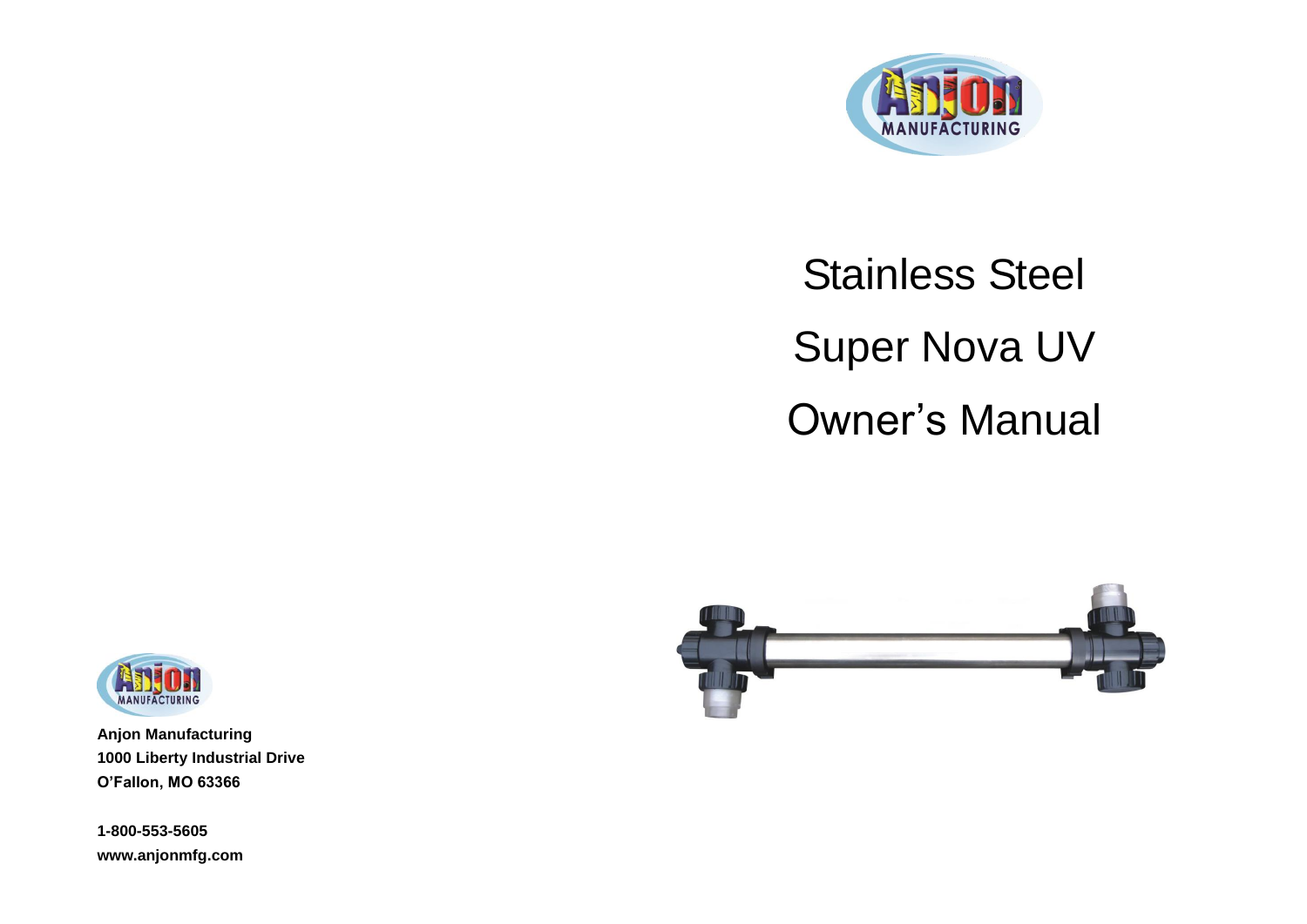# Stainless Steel

# Super Nova UV

# Owner's Manual

**Anjon Manufacturing**
**1000 Liberty Industrial Drive**
**O'Fallon, MO 63366**

**1-800-553-5605**
**www.anjonmfg.com**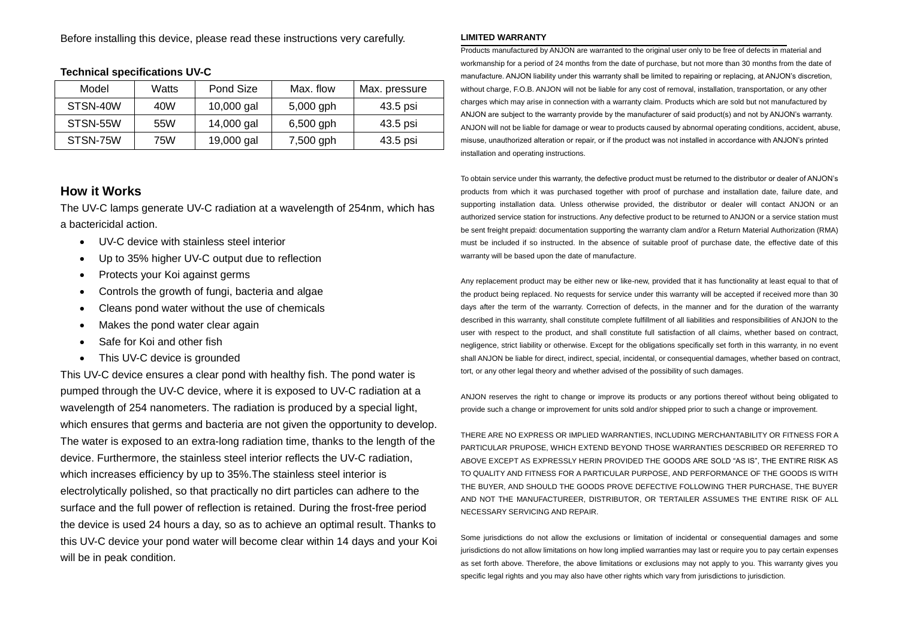Before installing this device, please read these instructions very carefully.

**Technical specifications UV-C**

| Model | Watts | Pond Size | Max. flow | Max. pressure |
|---|---|---|---|---|
| STSN-40W | 40W | 10,000 gal | 5,000 gph | 43.5 psi |
| STSN-55W | 55W | 14,000 gal | 6,500 gph | 43.5 psi |
| STSN-75W | 75W | 19,000 gal | 7,500 gph | 43.5 psi |

## How it Works

The UV-C lamps generate UV-C radiation at a wavelength of 254nm, which has a bactericidal action.

- UV-C device with stainless steel interior
- Up to 35% higher UV-C output due to reflection
- Protects your Koi against germs
- Controls the growth of fungi, bacteria and algae
- Cleans pond water without the use of chemicals
- Makes the pond water clear again
- Safe for Koi and other fish
- This UV-C device is grounded

This UV-C device ensures a clear pond with healthy fish. The pond water is pumped through the UV-C device, where it is exposed to UV-C radiation at a wavelength of 254 nanometers. The radiation is produced by a special light, which ensures that germs and bacteria are not given the opportunity to develop. The water is exposed to an extra-long radiation time, thanks to the length of the device. Furthermore, the stainless steel interior reflects the UV-C radiation, which increases efficiency by up to 35%.The stainless steel interior is electrolytically polished, so that practically no dirt particles can adhere to the surface and the full power of reflection is retained. During the frost-free period the device is used 24 hours a day, so as to achieve an optimal result. Thanks to this UV-C device your pond water will become clear within 14 days and your Koi will be in peak condition.

**LIMITED WARRANTY**

Products manufactured by ANJON are warranted to the original user only to be free of defects in material and workmanship for a period of 24 months from the date of purchase, but not more than 30 months from the date of manufacture. ANJON liability under this warranty shall be limited to repairing or replacing, at ANJON's discretion, without charge, F.O.B. ANJON will not be liable for any cost of removal, installation, transportation, or any other charges which may arise in connection with a warranty claim. Products which are sold but not manufactured by ANJON are subject to the warranty provide by the manufacturer of said product(s) and not by ANJON's warranty. ANJON will not be liable for damage or wear to products caused by abnormal operating conditions, accident, abuse, misuse, unauthorized alteration or repair, or if the product was not installed in accordance with ANJON's printed installation and operating instructions.

To obtain service under this warranty, the defective product must be returned to the distributor or dealer of ANJON's products from which it was purchased together with proof of purchase and installation date, failure date, and supporting installation data. Unless otherwise provided, the distributor or dealer will contact ANJON or an authorized service station for instructions. Any defective product to be returned to ANJON or a service station must be sent freight prepaid: documentation supporting the warranty clam and/or a Return Material Authorization (RMA) must be included if so instructed. In the absence of suitable proof of purchase date, the effective date of this warranty will be based upon the date of manufacture.

Any replacement product may be either new or like-new, provided that it has functionality at least equal to that of the product being replaced. No requests for service under this warranty will be accepted if received more than 30 days after the term of the warranty. Correction of defects, in the manner and for the duration of the warranty described in this warranty, shall constitute complete fulfillment of all liabilities and responsibilities of ANJON to the user with respect to the product, and shall constitute full satisfaction of all claims, whether based on contract, negligence, strict liability or otherwise. Except for the obligations specifically set forth in this warranty, in no event shall ANJON be liable for direct, indirect, special, incidental, or consequential damages, whether based on contract, tort, or any other legal theory and whether advised of the possibility of such damages.

ANJON reserves the right to change or improve its products or any portions thereof without being obligated to provide such a change or improvement for units sold and/or shipped prior to such a change or improvement.

THERE ARE NO EXPRESS OR IMPLIED WARRANTIES, INCLUDING MERCHANTABILITY OR FITNESS FOR A PARTICULAR PRUPOSE, WHICH EXTEND BEYOND THOSE WARRANTIES DESCRIBED OR REFERRED TO ABOVE EXCEPT AS EXPRESSLY HERIN PROVIDED THE GOODS ARE SOLD "AS IS", THE ENTIRE RISK AS TO QUALITY AND FITNESS FOR A PARTICULAR PURPOSE, AND PERFORMANCE OF THE GOODS IS WITH THE BUYER, AND SHOULD THE GOODS PROVE DEFECTIVE FOLLOWING THER PURCHASE, THE BUYER AND NOT THE MANUFACTUREER, DISTRIBUTOR, OR TERTAILER ASSUMES THE ENTIRE RISK OF ALL NECESSARY SERVICING AND REPAIR.

Some jurisdictions do not allow the exclusions or limitation of incidental or consequential damages and some jurisdictions do not allow limitations on how long implied warranties may last or require you to pay certain expenses as set forth above. Therefore, the above limitations or exclusions may not apply to you. This warranty gives you specific legal rights and you may also have other rights which vary from jurisdictions to jurisdiction.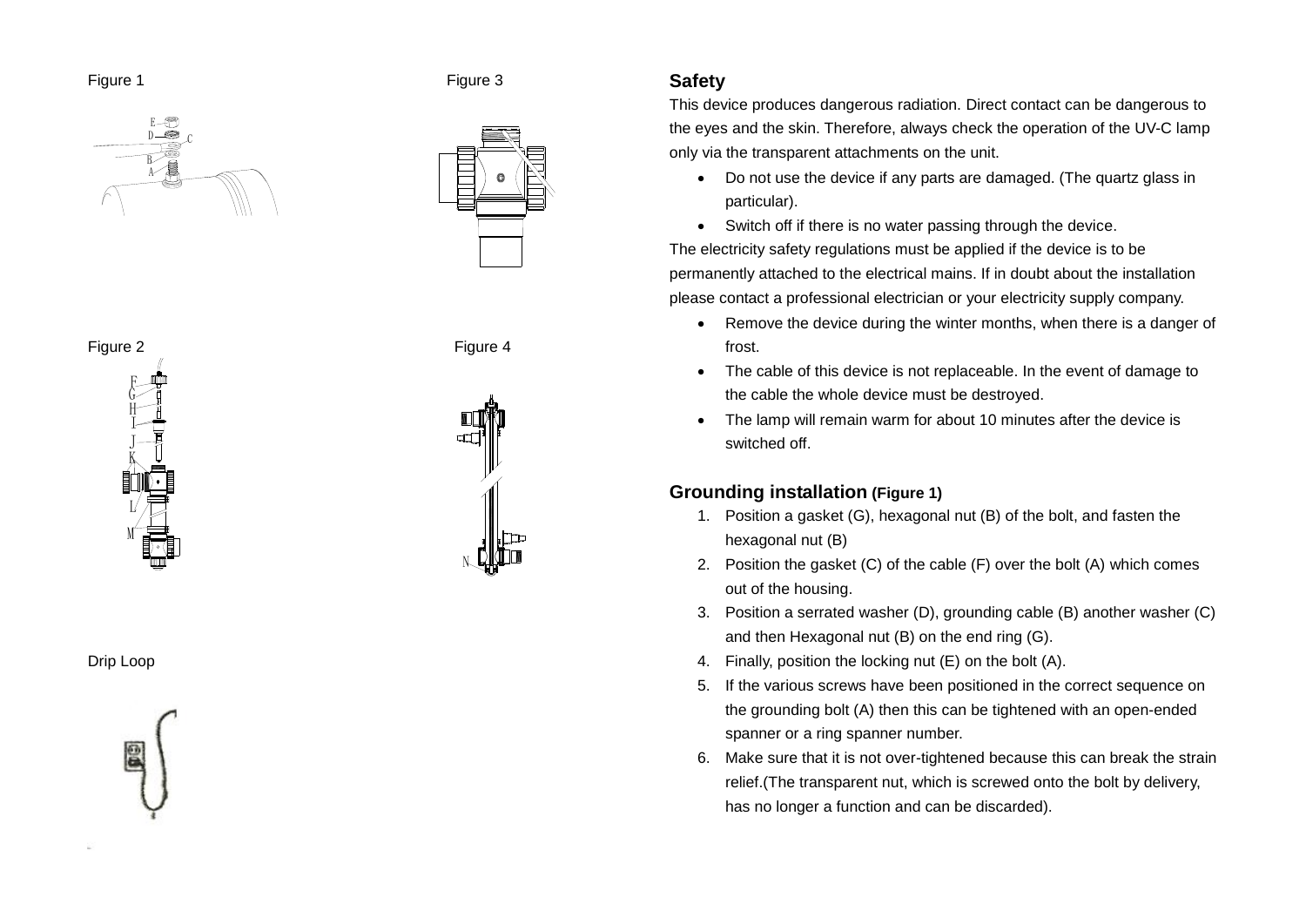Figure 1

Figure 3

Figure 2

Figure 4

Drip Loop

## Safety

This device produces dangerous radiation. Direct contact can be dangerous to the eyes and the skin. Therefore, always check the operation of the UV-C lamp only via the transparent attachments on the unit.

- Do not use the device if any parts are damaged. (The quartz glass in particular).
- Switch off if there is no water passing through the device.

The electricity safety regulations must be applied if the device is to be permanently attached to the electrical mains. If in doubt about the installation please contact a professional electrician or your electricity supply company.

- Remove the device during the winter months, when there is a danger of frost.
- The cable of this device is not replaceable. In the event of damage to the cable the whole device must be destroyed.
- The lamp will remain warm for about 10 minutes after the device is switched off.

## Grounding installation (Figure 1)

1. Position a gasket (G), hexagonal nut (B) of the bolt, and fasten the hexagonal nut (B)
2. Position the gasket (C) of the cable (F) over the bolt (A) which comes out of the housing.
3. Position a serrated washer (D), grounding cable (B) another washer (C) and then Hexagonal nut (B) on the end ring (G).
4. Finally, position the locking nut (E) on the bolt (A).
5. If the various screws have been positioned in the correct sequence on the grounding bolt (A) then this can be tightened with an open-ended spanner or a ring spanner number.
6. Make sure that it is not over-tightened because this can break the strain relief.(The transparent nut, which is screwed onto the bolt by delivery, has no longer a function and can be discarded).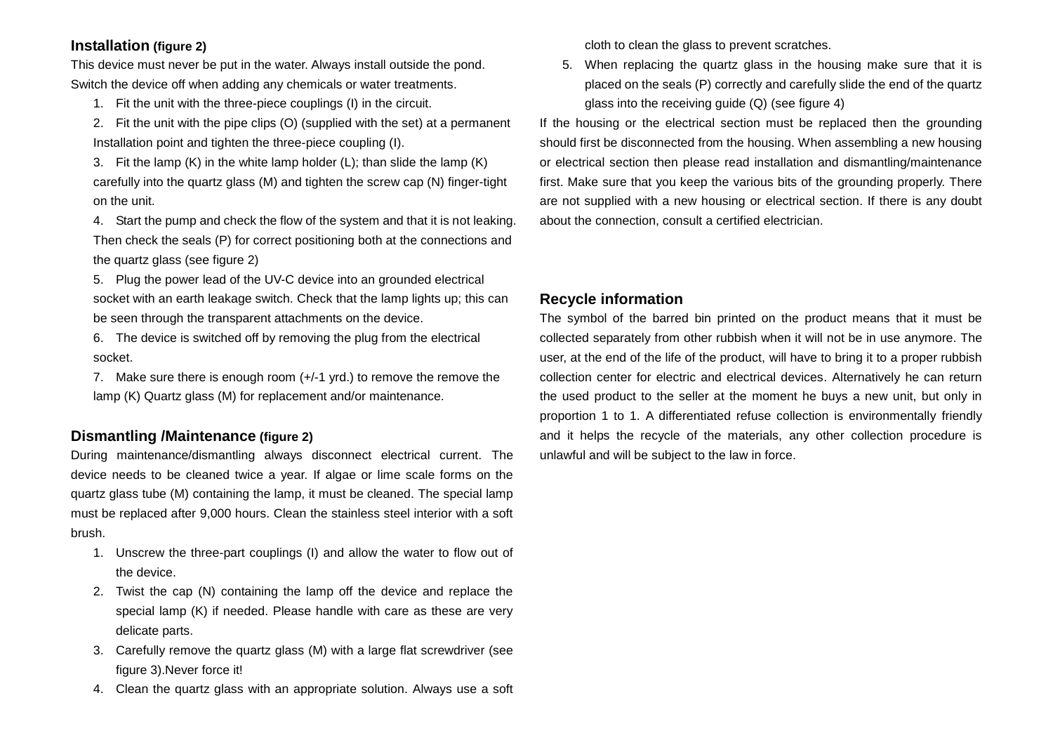## Installation (figure 2)

This device must never be put in the water. Always install outside the pond.
Switch the device off when adding any chemicals or water treatments.

1. Fit the unit with the three-piece couplings (I) in the circuit.
2. Fit the unit with the pipe clips (O) (supplied with the set) at a permanent Installation point and tighten the three-piece coupling (I).
3. Fit the lamp (K) in the white lamp holder (L); than slide the lamp (K) carefully into the quartz glass (M) and tighten the screw cap (N) finger-tight on the unit.
4. Start the pump and check the flow of the system and that it is not leaking. Then check the seals (P) for correct positioning both at the connections and the quartz glass (see figure 2)
5. Plug the power lead of the UV-C device into an grounded electrical socket with an earth leakage switch. Check that the lamp lights up; this can be seen through the transparent attachments on the device.
6. The device is switched off by removing the plug from the electrical socket.
7. Make sure there is enough room (+/-1 yrd.) to remove the remove the lamp (K) Quartz glass (M) for replacement and/or maintenance.

## Dismantling /Maintenance (figure 2)

During maintenance/dismantling always disconnect electrical current. The device needs to be cleaned twice a year. If algae or lime scale forms on the quartz glass tube (M) containing the lamp, it must be cleaned. The special lamp must be replaced after 9,000 hours. Clean the stainless steel interior with a soft brush.

1. Unscrew the three-part couplings (I) and allow the water to flow out of the device.
2. Twist the cap (N) containing the lamp off the device and replace the special lamp (K) if needed. Please handle with care as these are very delicate parts.
3. Carefully remove the quartz glass (M) with a large flat screwdriver (see figure 3).Never force it!
4. Clean the quartz glass with an appropriate solution. Always use a soft cloth to clean the glass to prevent scratches.
5. When replacing the quartz glass in the housing make sure that it is placed on the seals (P) correctly and carefully slide the end of the quartz glass into the receiving guide (Q) (see figure 4)

If the housing or the electrical section must be replaced then the grounding should first be disconnected from the housing. When assembling a new housing or electrical section then please read installation and dismantling/maintenance first. Make sure that you keep the various bits of the grounding properly. There are not supplied with a new housing or electrical section. If there is any doubt about the connection, consult a certified electrician.

## Recycle information

The symbol of the barred bin printed on the product means that it must be collected separately from other rubbish when it will not be in use anymore. The user, at the end of the life of the product, will have to bring it to a proper rubbish collection center for electric and electrical devices. Alternatively he can return the used product to the seller at the moment he buys a new unit, but only in proportion 1 to 1. A differentiated refuse collection is environmentally friendly and it helps the recycle of the materials, any other collection procedure is unlawful and will be subject to the law in force.